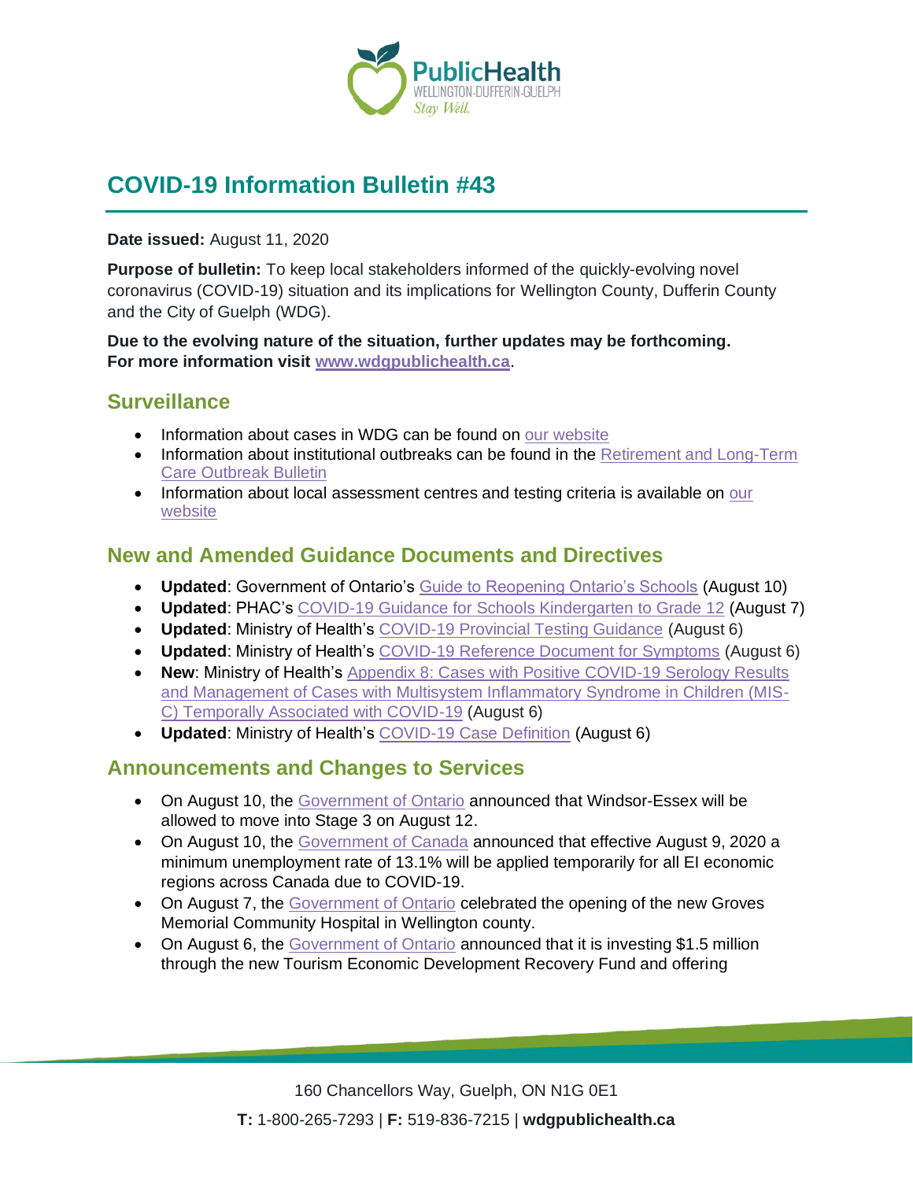# COVID-19 Information Bulletin #43

**Date issued:** August 11, 2020

**Purpose of bulletin:** To keep local stakeholders informed of the quickly-evolving novel coronavirus (COVID-19) situation and its implications for Wellington County, Dufferin County and the City of Guelph (WDG).

**Due to the evolving nature of the situation, further updates may be forthcoming. For more information visit [www.wdgpublichealth.ca](www.wdgpublichealth.ca).**

## Surveillance

- Information about cases in WDG can be found on our website
- Information about institutional outbreaks can be found in the Retirement and Long-Term Care Outbreak Bulletin
- Information about local assessment centres and testing criteria is available on our website

## New and Amended Guidance Documents and Directives

- **Updated**: Government of Ontario's Guide to Reopening Ontario's Schools (August 10)
- **Updated**: PHAC's COVID-19 Guidance for Schools Kindergarten to Grade 12 (August 7)
- **Updated**: Ministry of Health's COVID-19 Provincial Testing Guidance (August 6)
- **Updated**: Ministry of Health's COVID-19 Reference Document for Symptoms (August 6)
- **New**: Ministry of Health's Appendix 8: Cases with Positive COVID-19 Serology Results and Management of Cases with Multisystem Inflammatory Syndrome in Children (MIS-C) Temporally Associated with COVID-19 (August 6)
- **Updated**: Ministry of Health's COVID-19 Case Definition (August 6)

## Announcements and Changes to Services

- On August 10, the Government of Ontario announced that Windsor-Essex will be allowed to move into Stage 3 on August 12.
- On August 10, the Government of Canada announced that effective August 9, 2020 a minimum unemployment rate of 13.1% will be applied temporarily for all EI economic regions across Canada due to COVID-19.
- On August 7, the Government of Ontario celebrated the opening of the new Groves Memorial Community Hospital in Wellington county.
- On August 6, the Government of Ontario announced that it is investing $1.5 million through the new Tourism Economic Development Recovery Fund and offering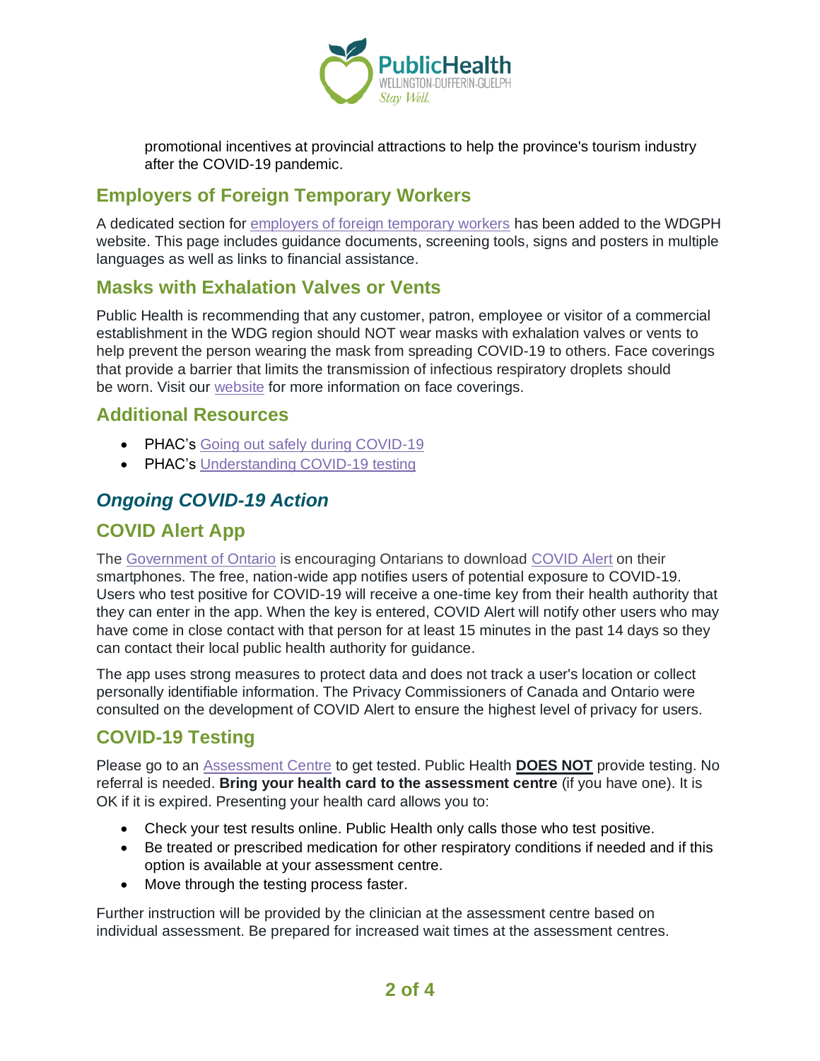promotional incentives at provincial attractions to help the province's tourism industry after the COVID-19 pandemic.

## Employers of Foreign Temporary Workers

A dedicated section for employers of foreign temporary workers has been added to the WDGPH website. This page includes guidance documents, screening tools, signs and posters in multiple languages as well as links to financial assistance.

## Masks with Exhalation Valves or Vents

Public Health is recommending that any customer, patron, employee or visitor of a commercial establishment in the WDG region should NOT wear masks with exhalation valves or vents to help prevent the person wearing the mask from spreading COVID-19 to others. Face coverings that provide a barrier that limits the transmission of infectious respiratory droplets should be worn. Visit our website for more information on face coverings.

## Additional Resources

- PHAC's Going out safely during COVID-19
- PHAC's Understanding COVID-19 testing

# *Ongoing COVID-19 Action*

## COVID Alert App

The Government of Ontario is encouraging Ontarians to download COVID Alert on their smartphones. The free, nation-wide app notifies users of potential exposure to COVID-19. Users who test positive for COVID-19 will receive a one-time key from their health authority that they can enter in the app. When the key is entered, COVID Alert will notify other users who may have come in close contact with that person for at least 15 minutes in the past 14 days so they can contact their local public health authority for guidance.

The app uses strong measures to protect data and does not track a user's location or collect personally identifiable information. The Privacy Commissioners of Canada and Ontario were consulted on the development of COVID Alert to ensure the highest level of privacy for users.

## COVID-19 Testing

Please go to an Assessment Centre to get tested. Public Health **DOES NOT** provide testing. No referral is needed. **Bring your health card to the assessment centre** (if you have one). It is OK if it is expired. Presenting your health card allows you to:

- Check your test results online. Public Health only calls those who test positive.
- Be treated or prescribed medication for other respiratory conditions if needed and if this option is available at your assessment centre.
- Move through the testing process faster.

Further instruction will be provided by the clinician at the assessment centre based on individual assessment. Be prepared for increased wait times at the assessment centres.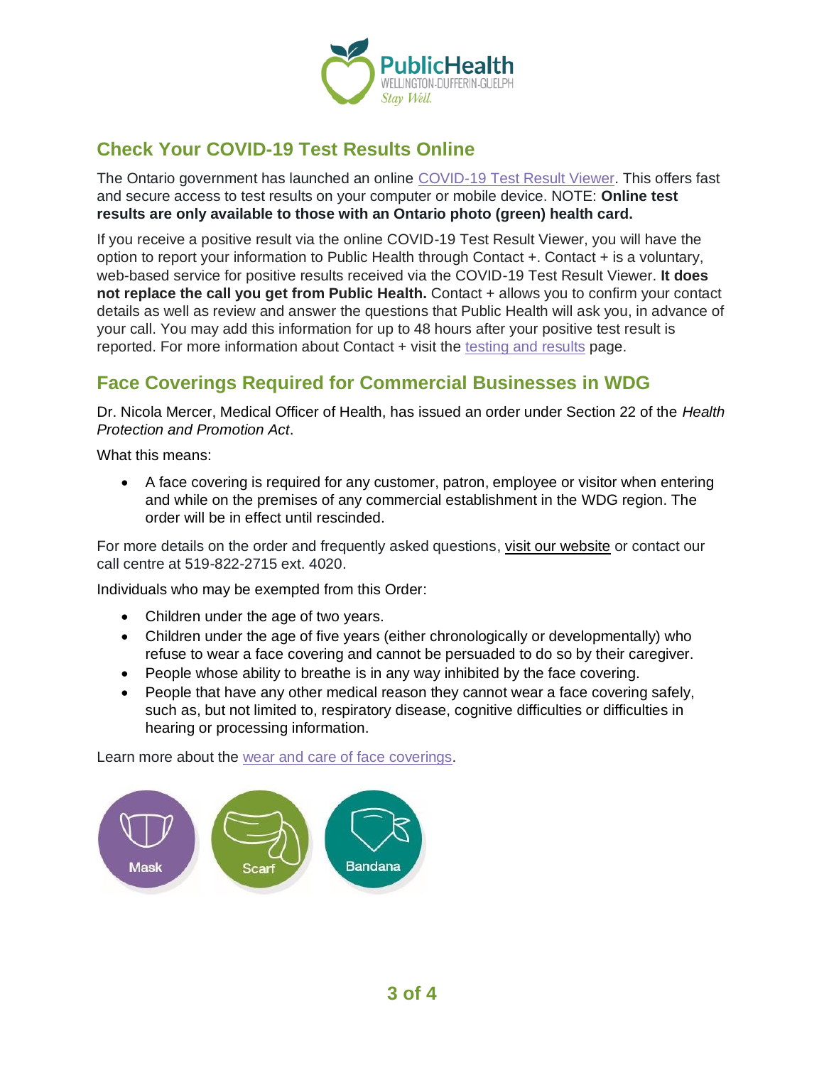## Check Your COVID-19 Test Results Online

The Ontario government has launched an online COVID-19 Test Result Viewer. This offers fast and secure access to test results on your computer or mobile device. NOTE: **Online test results are only available to those with an Ontario photo (green) health card.**

If you receive a positive result via the online COVID-19 Test Result Viewer, you will have the option to report your information to Public Health through Contact +. Contact + is a voluntary, web-based service for positive results received via the COVID-19 Test Result Viewer. **It does not replace the call you get from Public Health.** Contact + allows you to confirm your contact details as well as review and answer the questions that Public Health will ask you, in advance of your call. You may add this information for up to 48 hours after your positive test result is reported. For more information about Contact + visit the testing and results page.

## Face Coverings Required for Commercial Businesses in WDG

Dr. Nicola Mercer, Medical Officer of Health, has issued an order under Section 22 of the *Health Protection and Promotion Act*.

What this means:

- A face covering is required for any customer, patron, employee or visitor when entering and while on the premises of any commercial establishment in the WDG region. The order will be in effect until rescinded.

For more details on the order and frequently asked questions, visit our website or contact our call centre at 519-822-2715 ext. 4020.

Individuals who may be exempted from this Order:

- Children under the age of two years.
- Children under the age of five years (either chronologically or developmentally) who refuse to wear a face covering and cannot be persuaded to do so by their caregiver.
- People whose ability to breathe is in any way inhibited by the face covering.
- People that have any other medical reason they cannot wear a face covering safely, such as, but not limited to, respiratory disease, cognitive difficulties or difficulties in hearing or processing information.

Learn more about the wear and care of face coverings.

Mask Scarf Bandana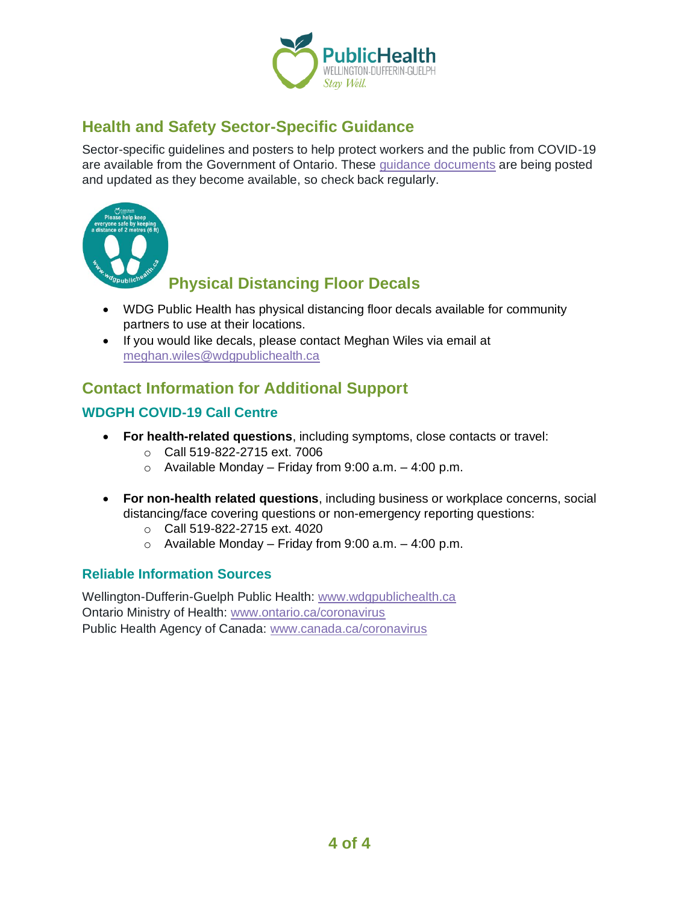## Health and Safety Sector-Specific Guidance

Sector-specific guidelines and posters to help protect workers and the public from COVID-19 are available from the Government of Ontario. These guidance documents are being posted and updated as they become available, so check back regularly.

## Physical Distancing Floor Decals

- WDG Public Health has physical distancing floor decals available for community partners to use at their locations.
- If you would like decals, please contact Meghan Wiles via email at meghan.wiles@wdgpublichealth.ca

## Contact Information for Additional Support

### WDGPH COVID-19 Call Centre

- **For health-related questions**, including symptoms, close contacts or travel:
  - Call 519-822-2715 ext. 7006
  - Available Monday – Friday from 9:00 a.m. – 4:00 p.m.

- **For non-health related questions**, including business or workplace concerns, social distancing/face covering questions or non-emergency reporting questions:
  - Call 519-822-2715 ext. 4020
  - Available Monday – Friday from 9:00 a.m. – 4:00 p.m.

### Reliable Information Sources

Wellington-Dufferin-Guelph Public Health: www.wdgpublichealth.ca
Ontario Ministry of Health: www.ontario.ca/coronavirus
Public Health Agency of Canada: www.canada.ca/coronavirus